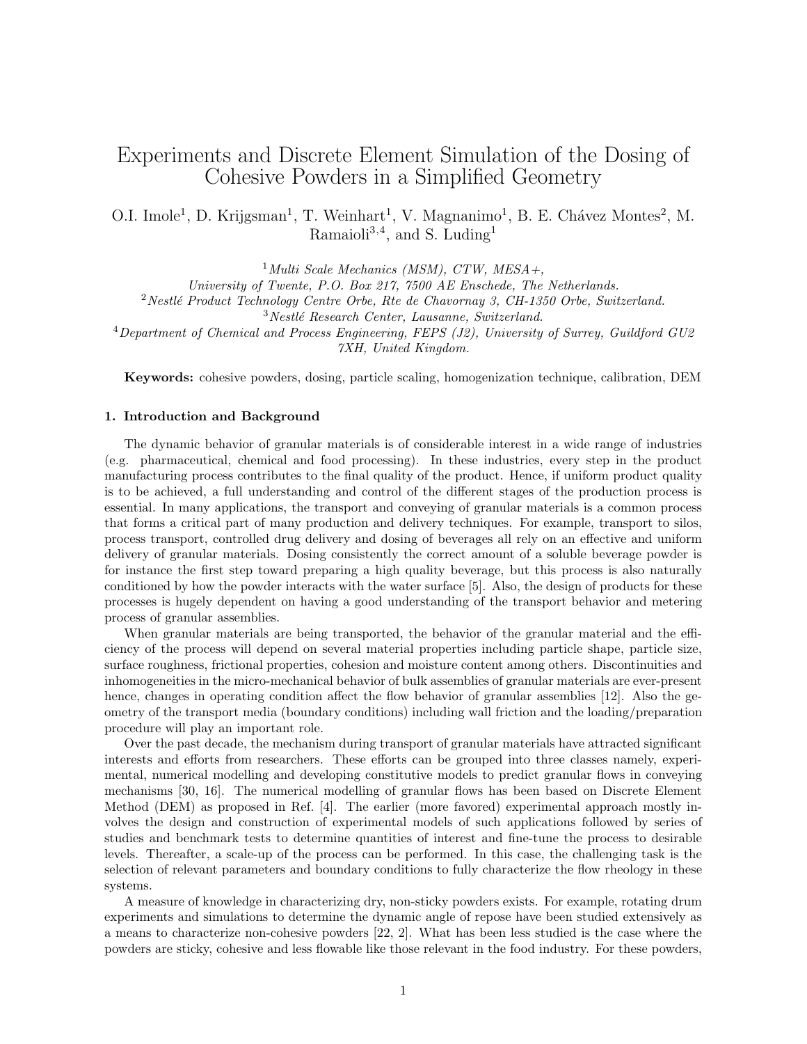# Experiments and Discrete Element Simulation of the Dosing of Cohesive Powders in a Simplified Geometry

O.I. Imole[1], D. Krijgsman[1], T. Weinhart[1], V. Magnanimo[1], B. E. Chávez Montes[2], M. Ramaioli[3,4], and S. Luding[1]

[1] *Multi Scale Mechanics (MSM), CTW, MESA+, University of Twente, P.O. Box 217, 7500 AE Enschede, The Netherlands.*
[2] *Nestlé Product Technology Centre Orbe, Rte de Chavornay 3, CH-1350 Orbe, Switzerland.*
[3] *Nestlé Research Center, Lausanne, Switzerland.*
[4] *Department of Chemical and Process Engineering, FEPS (J2), University of Surrey, Guildford GU2 7XH, United Kingdom.*

**Keywords:** cohesive powders, dosing, particle scaling, homogenization technique, calibration, DEM

## 1. Introduction and Background

The dynamic behavior of granular materials is of considerable interest in a wide range of industries (e.g. pharmaceutical, chemical and food processing). In these industries, every step in the product manufacturing process contributes to the final quality of the product. Hence, if uniform product quality is to be achieved, a full understanding and control of the different stages of the production process is essential. In many applications, the transport and conveying of granular materials is a common process that forms a critical part of many production and delivery techniques. For example, transport to silos, process transport, controlled drug delivery and dosing of beverages all rely on an effective and uniform delivery of granular materials. Dosing consistently the correct amount of a soluble beverage powder is for instance the first step toward preparing a high quality beverage, but this process is also naturally conditioned by how the powder interacts with the water surface [5]. Also, the design of products for these processes is hugely dependent on having a good understanding of the transport behavior and metering process of granular assemblies.

When granular materials are being transported, the behavior of the granular material and the efficiency of the process will depend on several material properties including particle shape, particle size, surface roughness, frictional properties, cohesion and moisture content among others. Discontinuities and inhomogeneities in the micro-mechanical behavior of bulk assemblies of granular materials are ever-present hence, changes in operating condition affect the flow behavior of granular assemblies [12]. Also the geometry of the transport media (boundary conditions) including wall friction and the loading/preparation procedure will play an important role.

Over the past decade, the mechanism during transport of granular materials have attracted significant interests and efforts from researchers. These efforts can be grouped into three classes namely, experimental, numerical modelling and developing constitutive models to predict granular flows in conveying mechanisms [30, 16]. The numerical modelling of granular flows has been based on Discrete Element Method (DEM) as proposed in Ref. [4]. The earlier (more favored) experimental approach mostly involves the design and construction of experimental models of such applications followed by series of studies and benchmark tests to determine quantities of interest and fine-tune the process to desirable levels. Thereafter, a scale-up of the process can be performed. In this case, the challenging task is the selection of relevant parameters and boundary conditions to fully characterize the flow rheology in these systems.

A measure of knowledge in characterizing dry, non-sticky powders exists. For example, rotating drum experiments and simulations to determine the dynamic angle of repose have been studied extensively as a means to characterize non-cohesive powders [22, 2]. What has been less studied is the case where the powders are sticky, cohesive and less flowable like those relevant in the food industry. For these powders,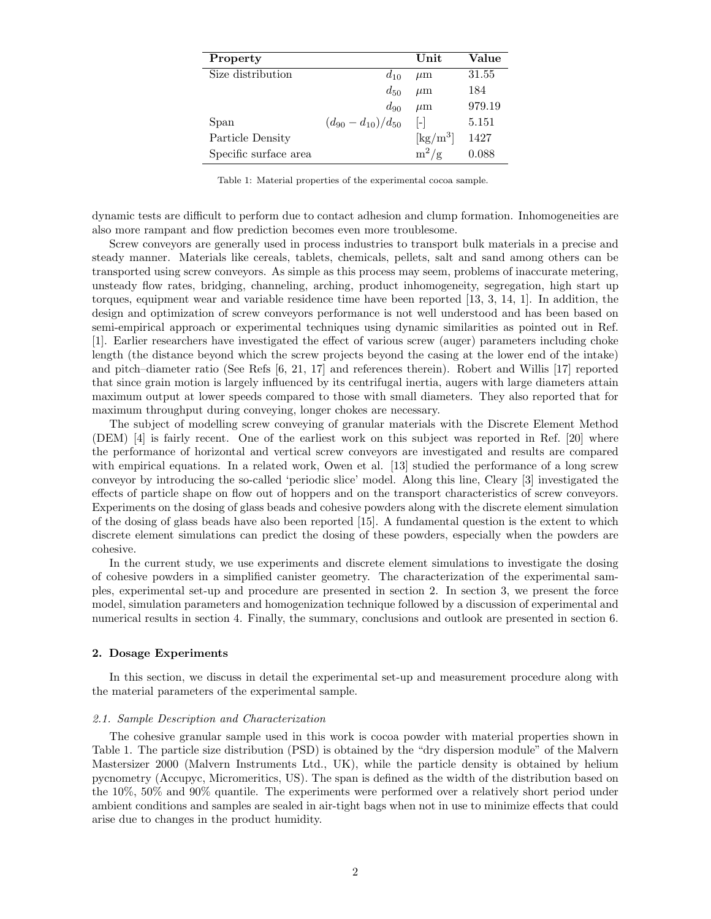| Property | | Unit | Value |
|---|---|---|---|
| Size distribution | $d_{10}$ | $\mu$m | 31.55 |
| | $d_{50}$ | $\mu$m | 184 |
| | $d_{90}$ | $\mu$m | 979.19 |
| Span | $(d_{90} - d_{10})/d_{50}$ | [-] | 5.151 |
| Particle Density | | [kg/m$^3$] | 1427 |
| Specific surface area | | m$^2$/g | 0.088 |

Table 1: Material properties of the experimental cocoa sample.

dynamic tests are difficult to perform due to contact adhesion and clump formation. Inhomogeneities are also more rampant and flow prediction becomes even more troublesome.

Screw conveyors are generally used in process industries to transport bulk materials in a precise and steady manner. Materials like cereals, tablets, chemicals, pellets, salt and sand among others can be transported using screw conveyors. As simple as this process may seem, problems of inaccurate metering, unsteady flow rates, bridging, channeling, arching, product inhomogeneity, segregation, high start up torques, equipment wear and variable residence time have been reported [13, 3, 14, 1]. In addition, the design and optimization of screw conveyors performance is not well understood and has been based on semi-empirical approach or experimental techniques using dynamic similarities as pointed out in Ref. [1]. Earlier researchers have investigated the effect of various screw (auger) parameters including choke length (the distance beyond which the screw projects beyond the casing at the lower end of the intake) and pitch–diameter ratio (See Refs [6, 21, 17] and references therein). Robert and Willis [17] reported that since grain motion is largely influenced by its centrifugal inertia, augers with large diameters attain maximum output at lower speeds compared to those with small diameters. They also reported that for maximum throughput during conveying, longer chokes are necessary.

The subject of modelling screw conveying of granular materials with the Discrete Element Method (DEM) [4] is fairly recent. One of the earliest work on this subject was reported in Ref. [20] where the performance of horizontal and vertical screw conveyors are investigated and results are compared with empirical equations. In a related work, Owen et al. [13] studied the performance of a long screw conveyor by introducing the so-called 'periodic slice' model. Along this line, Cleary [3] investigated the effects of particle shape on flow out of hoppers and on the transport characteristics of screw conveyors. Experiments on the dosing of glass beads and cohesive powders along with the discrete element simulation of the dosing of glass beads have also been reported [15]. A fundamental question is the extent to which discrete element simulations can predict the dosing of these powders, especially when the powders are cohesive.

In the current study, we use experiments and discrete element simulations to investigate the dosing of cohesive powders in a simplified canister geometry. The characterization of the experimental samples, experimental set-up and procedure are presented in section 2. In section 3, we present the force model, simulation parameters and homogenization technique followed by a discussion of experimental and numerical results in section 4. Finally, the summary, conclusions and outlook are presented in section 6.

## 2. Dosage Experiments

In this section, we discuss in detail the experimental set-up and measurement procedure along with the material parameters of the experimental sample.

### 2.1. Sample Description and Characterization

The cohesive granular sample used in this work is cocoa powder with material properties shown in Table 1. The particle size distribution (PSD) is obtained by the "dry dispersion module" of the Malvern Mastersizer 2000 (Malvern Instruments Ltd., UK), while the particle density is obtained by helium pycnometry (Accupyc, Micromeritics, US). The span is defined as the width of the distribution based on the 10%, 50% and 90% quantile. The experiments were performed over a relatively short period under ambient conditions and samples are sealed in air-tight bags when not in use to minimize effects that could arise due to changes in the product humidity.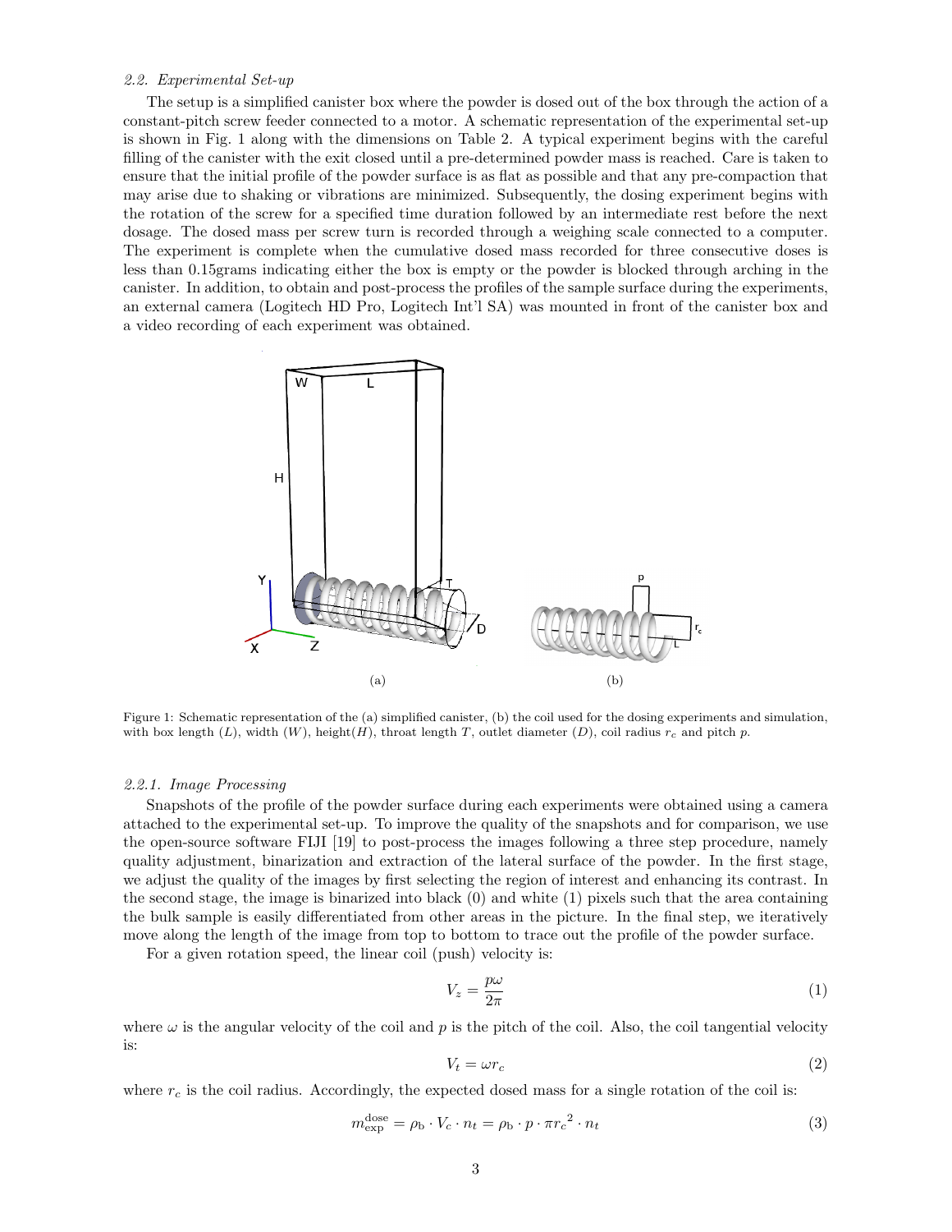### 2.2. Experimental Set-up

The setup is a simplified canister box where the powder is dosed out of the box through the action of a constant-pitch screw feeder connected to a motor. A schematic representation of the experimental set-up is shown in Fig. 1 along with the dimensions on Table 2. A typical experiment begins with the careful filling of the canister with the exit closed until a pre-determined powder mass is reached. Care is taken to ensure that the initial profile of the powder surface is as flat as possible and that any pre-compaction that may arise due to shaking or vibrations are minimized. Subsequently, the dosing experiment begins with the rotation of the screw for a specified time duration followed by an intermediate rest before the next dosage. The dosed mass per screw turn is recorded through a weighing scale connected to a computer. The experiment is complete when the cumulative dosed mass recorded for three consecutive doses is less than 0.15grams indicating either the box is empty or the powder is blocked through arching in the canister. In addition, to obtain and post-process the profiles of the sample surface during the experiments, an external camera (Logitech HD Pro, Logitech Int'l SA) was mounted in front of the canister box and a video recording of each experiment was obtained.

(a) (b)

Figure 1: Schematic representation of the (a) simplified canister, (b) the coil used for the dosing experiments and simulation, with box length ($L$), width ($W$), height($H$), throat length $T$, outlet diameter ($D$), coil radius $r_c$ and pitch $p$.

#### 2.2.1. Image Processing

Snapshots of the profile of the powder surface during each experiments were obtained using a camera attached to the experimental set-up. To improve the quality of the snapshots and for comparison, we use the open-source software FIJI [19] to post-process the images following a three step procedure, namely quality adjustment, binarization and extraction of the lateral surface of the powder. In the first stage, we adjust the quality of the images by first selecting the region of interest and enhancing its contrast. In the second stage, the image is binarized into black (0) and white (1) pixels such that the area containing the bulk sample is easily differentiated from other areas in the picture. In the final step, we iteratively move along the length of the image from top to bottom to trace out the profile of the powder surface.

For a given rotation speed, the linear coil (push) velocity is:

$$V_z = \frac{p\omega}{2\pi} \tag{1}$$

where $\omega$ is the angular velocity of the coil and $p$ is the pitch of the coil. Also, the coil tangential velocity is:

$$V_t = \omega r_c \tag{2}$$

where $r_c$ is the coil radius. Accordingly, the expected dosed mass for a single rotation of the coil is:

$$m_{\text{exp}}^{\text{dose}} = \rho_{\text{b}} \cdot V_c \cdot n_t = \rho_{\text{b}} \cdot p \cdot \pi {r_c}^2 \cdot n_t \tag{3}$$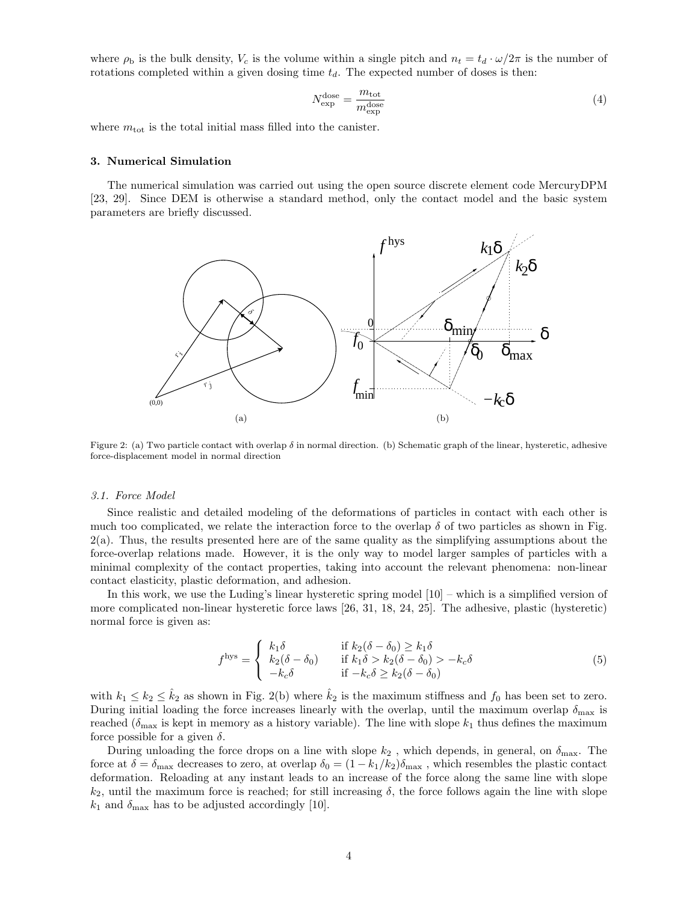where $\rho_b$ is the bulk density, $V_c$ is the volume within a single pitch and $n_t = t_d \cdot \omega/2\pi$ is the number of rotations completed within a given dosing time $t_d$. The expected number of doses is then:

$$N_{\text{exp}}^{\text{dose}} = \frac{m_{\text{tot}}}{m_{\text{exp}}^{\text{dose}}} \tag{4}$$

where $m_{\text{tot}}$ is the total initial mass filled into the canister.

### 3. Numerical Simulation

The numerical simulation was carried out using the open source discrete element code MercuryDPM [23, 29]. Since DEM is otherwise a standard method, only the contact model and the basic system parameters are briefly discussed.

Figure 2: (a) Two particle contact with overlap $\delta$ in normal direction. (b) Schematic graph of the linear, hysteretic, adhesive force-displacement model in normal direction

#### 3.1. Force Model

Since realistic and detailed modeling of the deformations of particles in contact with each other is much too complicated, we relate the interaction force to the overlap $\delta$ of two particles as shown in Fig. 2(a). Thus, the results presented here are of the same quality as the simplifying assumptions about the force-overlap relations made. However, it is the only way to model larger samples of particles with a minimal complexity of the contact properties, taking into account the relevant phenomena: non-linear contact elasticity, plastic deformation, and adhesion.

In this work, we use the Luding's linear hysteretic spring model [10] – which is a simplified version of more complicated non-linear hysteretic force laws [26, 31, 18, 24, 25]. The adhesive, plastic (hysteretic) normal force is given as:

$$f^{\text{hys}} = \begin{cases} k_1\delta & \text{if } k_2(\delta - \delta_0) \geq k_1\delta \\ k_2(\delta - \delta_0) & \text{if } k_1\delta > k_2(\delta - \delta_0) > -k_c\delta \\ -k_c\delta & \text{if } -k_c\delta \geq k_2(\delta - \delta_0) \end{cases} \tag{5}$$

with $k_1 \leq k_2 \leq \hat{k}_2$ as shown in Fig. 2(b) where $\hat{k}_2$ is the maximum stiffness and $f_0$ has been set to zero. During initial loading the force increases linearly with the overlap, until the maximum overlap $\delta_{\max}$ is reached ($\delta_{\max}$ is kept in memory as a history variable). The line with slope $k_1$ thus defines the maximum force possible for a given $\delta$.

During unloading the force drops on a line with slope $k_2$ , which depends, in general, on $\delta_{\max}$. The force at $\delta = \delta_{\max}$ decreases to zero, at overlap $\delta_0 = (1 - k_1/k_2)\delta_{\max}$ , which resembles the plastic contact deformation. Reloading at any instant leads to an increase of the force along the same line with slope $k_2$, until the maximum force is reached; for still increasing $\delta$, the force follows again the line with slope $k_1$ and $\delta_{\max}$ has to be adjusted accordingly [10].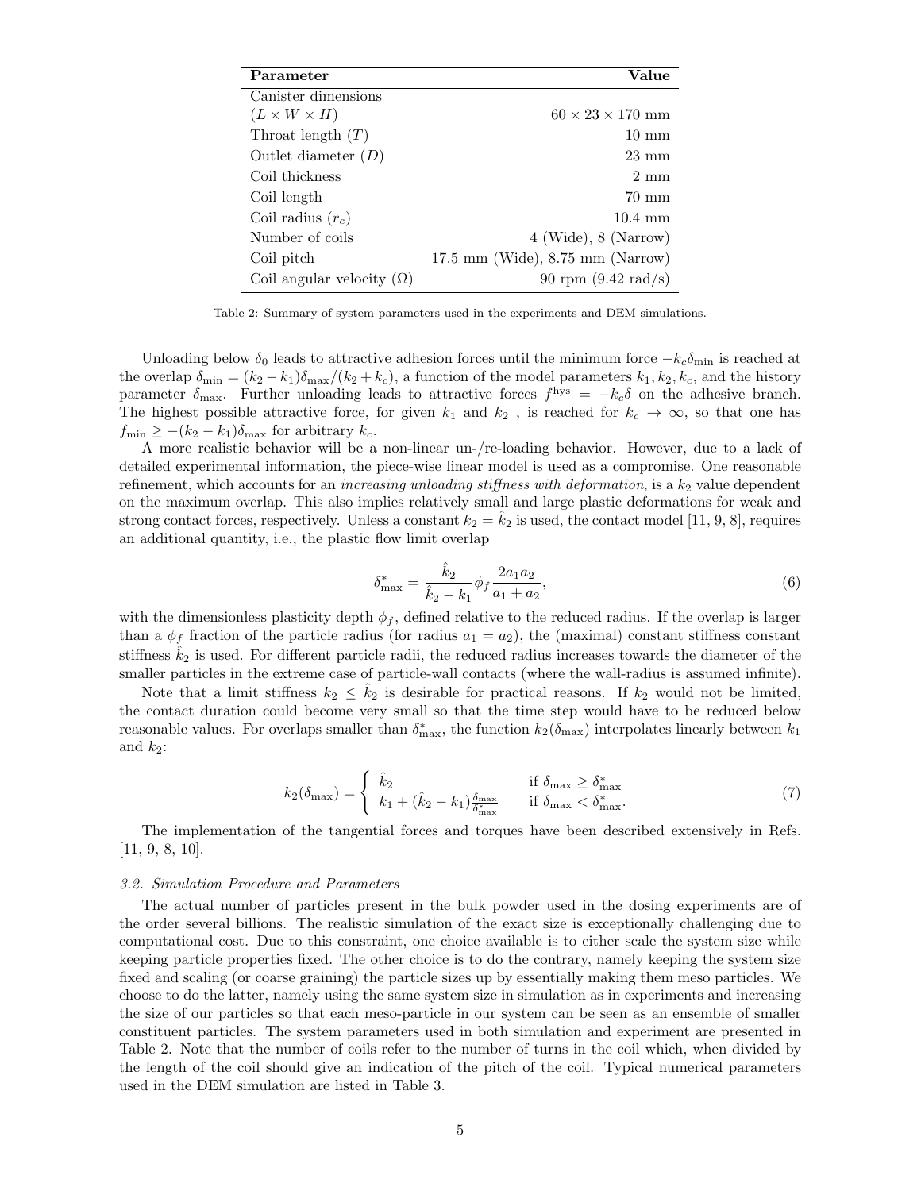| Parameter | Value |
|---|---|
| Canister dimensions | |
| $(L \times W \times H)$ | $60 \times 23 \times 170$ mm |
| Throat length $(T)$ | 10 mm |
| Outlet diameter $(D)$ | 23 mm |
| Coil thickness | 2 mm |
| Coil length | 70 mm |
| Coil radius $(r_c)$ | 10.4 mm |
| Number of coils | 4 (Wide), 8 (Narrow) |
| Coil pitch | 17.5 mm (Wide), 8.75 mm (Narrow) |
| Coil angular velocity $(\Omega)$ | 90 rpm (9.42 rad/s) |

Table 2: Summary of system parameters used in the experiments and DEM simulations.

Unloading below $\delta_0$ leads to attractive adhesion forces until the minimum force $-k_c\delta_{\min}$ is reached at the overlap $\delta_{\min} = (k_2 - k_1)\delta_{\max}/(k_2 + k_c)$, a function of the model parameters $k_1, k_2, k_c$, and the history parameter $\delta_{\max}$. Further unloading leads to attractive forces $f^{\text{hys}} = -k_c\delta$ on the adhesive branch. The highest possible attractive force, for given $k_1$ and $k_2$ , is reached for $k_c \to \infty$, so that one has $f_{\min} \geq -(k_2 - k_1)\delta_{\max}$ for arbitrary $k_c$.

A more realistic behavior will be a non-linear un-/re-loading behavior. However, due to a lack of detailed experimental information, the piece-wise linear model is used as a compromise. One reasonable refinement, which accounts for an *increasing unloading stiffness with deformation*, is a $k_2$ value dependent on the maximum overlap. This also implies relatively small and large plastic deformations for weak and strong contact forces, respectively. Unless a constant $k_2 = \hat{k}_2$ is used, the contact model [11, 9, 8], requires an additional quantity, i.e., the plastic flow limit overlap

$$\delta^*_{\max} = \frac{\hat{k}_2}{\hat{k}_2 - k_1}\phi_f \frac{2a_1a_2}{a_1 + a_2}, \tag{6}$$

with the dimensionless plasticity depth $\phi_f$, defined relative to the reduced radius. If the overlap is larger than a $\phi_f$ fraction of the particle radius (for radius $a_1 = a_2$), the (maximal) constant stiffness constant stiffness $\hat{k}_2$ is used. For different particle radii, the reduced radius increases towards the diameter of the smaller particles in the extreme case of particle-wall contacts (where the wall-radius is assumed infinite).

Note that a limit stiffness $k_2 \leq \hat{k}_2$ is desirable for practical reasons. If $k_2$ would not be limited, the contact duration could become very small so that the time step would have to be reduced below reasonable values. For overlaps smaller than $\delta^*_{\max}$, the function $k_2(\delta_{\max})$ interpolates linearly between $k_1$ and $k_2$:

$$k_2(\delta_{\max}) = \begin{cases} \hat{k}_2 & \text{if } \delta_{\max} \geq \delta^*_{\max} \\ k_1 + (\hat{k}_2 - k_1)\frac{\delta_{\max}}{\delta^*_{\max}} & \text{if } \delta_{\max} < \delta^*_{\max}. \end{cases} \tag{7}$$

The implementation of the tangential forces and torques have been described extensively in Refs. [11, 9, 8, 10].

### *3.2. Simulation Procedure and Parameters*

The actual number of particles present in the bulk powder used in the dosing experiments are of the order several billions. The realistic simulation of the exact size is exceptionally challenging due to computational cost. Due to this constraint, one choice available is to either scale the system size while keeping particle properties fixed. The other choice is to do the contrary, namely keeping the system size fixed and scaling (or coarse graining) the particle sizes up by essentially making them meso particles. We choose to do the latter, namely using the same system size in simulation as in experiments and increasing the size of our particles so that each meso-particle in our system can be seen as an ensemble of smaller constituent particles. The system parameters used in both simulation and experiment are presented in Table 2. Note that the number of coils refer to the number of turns in the coil which, when divided by the length of the coil should give an indication of the pitch of the coil. Typical numerical parameters used in the DEM simulation are listed in Table 3.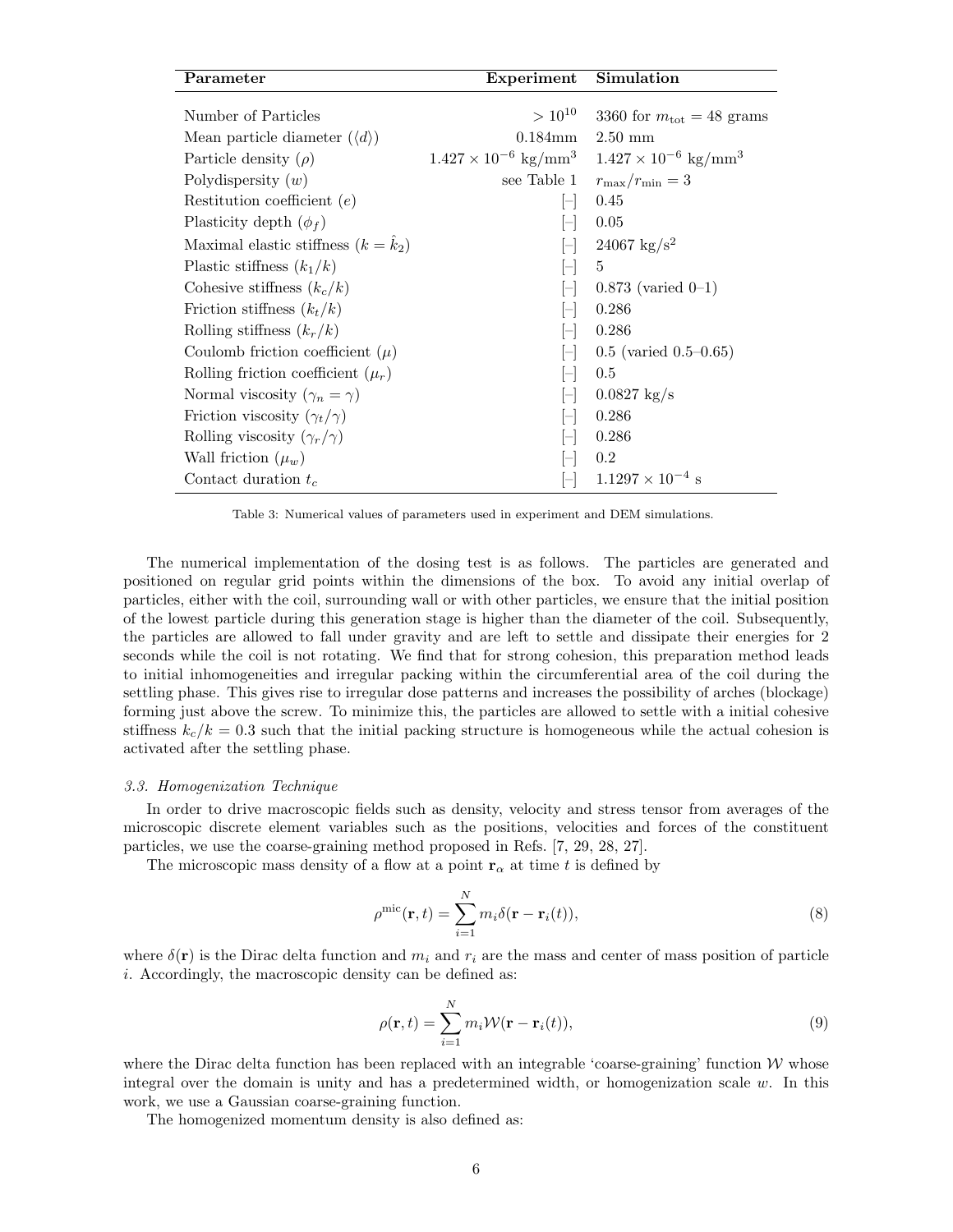| Parameter | Experiment | Simulation |
|---|---|---|
| Number of Particles | $> 10^{10}$ | 3360 for $m_{\rm tot} = 48$ grams |
| Mean particle diameter ($\langle d \rangle$) | 0.184mm | 2.50 mm |
| Particle density ($\rho$) | $1.427 \times 10^{-6}$ kg/mm$^3$ | $1.427 \times 10^{-6}$ kg/mm$^3$ |
| Polydispersity ($w$) | see Table 1 | $r_{\rm max}/r_{\rm min} = 3$ |
| Restitution coefficient ($e$) | [–] | 0.45 |
| Plasticity depth ($\phi_f$) | [–] | 0.05 |
| Maximal elastic stiffness ($k = \hat{k}_2$) | [–] | 24067 kg/s$^2$ |
| Plastic stiffness ($k_1/k$) | [–] | 5 |
| Cohesive stiffness ($k_c/k$) | [–] | 0.873 (varied 0–1) |
| Friction stiffness ($k_t/k$) | [–] | 0.286 |
| Rolling stiffness ($k_r/k$) | [–] | 0.286 |
| Coulomb friction coefficient ($\mu$) | [–] | 0.5 (varied 0.5–0.65) |
| Rolling friction coefficient ($\mu_r$) | [–] | 0.5 |
| Normal viscosity ($\gamma_n = \gamma$) | [–] | 0.0827 kg/s |
| Friction viscosity ($\gamma_t/\gamma$) | [–] | 0.286 |
| Rolling viscosity ($\gamma_r/\gamma$) | [–] | 0.286 |
| Wall friction ($\mu_w$) | [–] | 0.2 |
| Contact duration $t_c$ | [–] | $1.1297 \times 10^{-4}$ s |

Table 3: Numerical values of parameters used in experiment and DEM simulations.

The numerical implementation of the dosing test is as follows. The particles are generated and positioned on regular grid points within the dimensions of the box. To avoid any initial overlap of particles, either with the coil, surrounding wall or with other particles, we ensure that the initial position of the lowest particle during this generation stage is higher than the diameter of the coil. Subsequently, the particles are allowed to fall under gravity and are left to settle and dissipate their energies for 2 seconds while the coil is not rotating. We find that for strong cohesion, this preparation method leads to initial inhomogeneities and irregular packing within the circumferential area of the coil during the settling phase. This gives rise to irregular dose patterns and increases the possibility of arches (blockage) forming just above the screw. To minimize this, the particles are allowed to settle with a initial cohesive stiffness $k_c/k = 0.3$ such that the initial packing structure is homogeneous while the actual cohesion is activated after the settling phase.

### 3.3. Homogenization Technique

In order to drive macroscopic fields such as density, velocity and stress tensor from averages of the microscopic discrete element variables such as the positions, velocities and forces of the constituent particles, we use the coarse-graining method proposed in Refs. [7, 29, 28, 27].

The microscopic mass density of a flow at a point $\mathbf{r}_\alpha$ at time $t$ is defined by

$$\rho^{\rm mic}(\mathbf{r}, t) = \sum_{i=1}^{N} m_i \delta(\mathbf{r} - \mathbf{r}_i(t)), \tag{8}$$

where $\delta(\mathbf{r})$ is the Dirac delta function and $m_i$ and $r_i$ are the mass and center of mass position of particle $i$. Accordingly, the macroscopic density can be defined as:

$$\rho(\mathbf{r}, t) = \sum_{i=1}^{N} m_i \mathcal{W}(\mathbf{r} - \mathbf{r}_i(t)), \tag{9}$$

where the Dirac delta function has been replaced with an integrable 'coarse-graining' function $\mathcal{W}$ whose integral over the domain is unity and has a predetermined width, or homogenization scale $w$. In this work, we use a Gaussian coarse-graining function.

The homogenized momentum density is also defined as: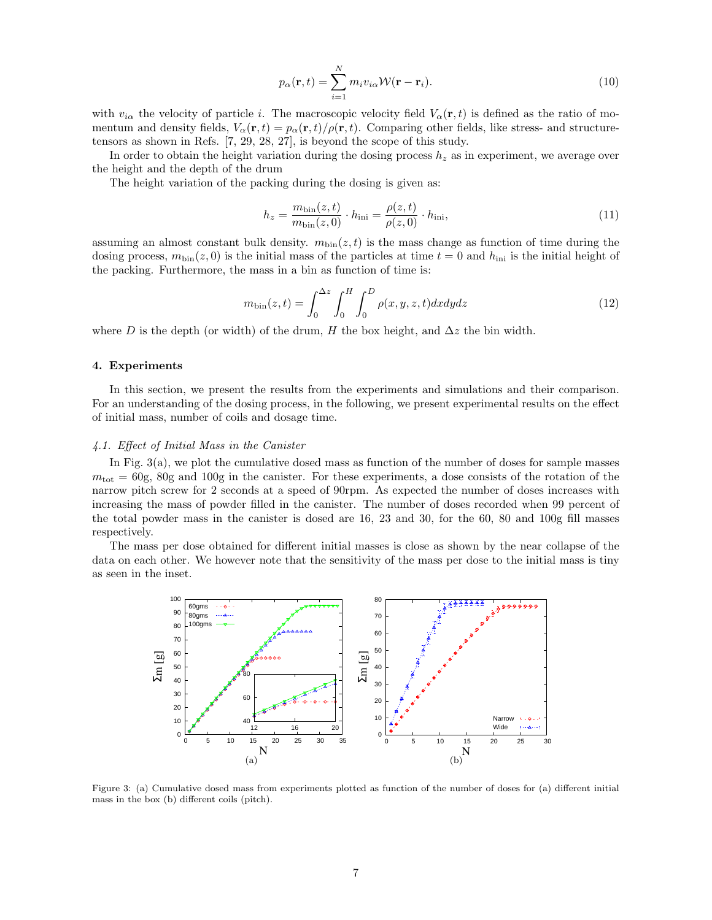$$p_\alpha(\mathbf{r},t) = \sum_{i=1}^{N} m_i v_{i\alpha} \mathcal{W}(\mathbf{r}-\mathbf{r}_i). \tag{10}$$

with $v_{i\alpha}$ the velocity of particle $i$. The macroscopic velocity field $V_\alpha(\mathbf{r},t)$ is defined as the ratio of momentum and density fields, $V_\alpha(\mathbf{r},t) = p_\alpha(\mathbf{r},t)/\rho(\mathbf{r},t)$. Comparing other fields, like stress- and structure-tensors as shown in Refs. [7, 29, 28, 27], is beyond the scope of this study.

In order to obtain the height variation during the dosing process $h_z$ as in experiment, we average over the height and the depth of the drum

The height variation of the packing during the dosing is given as:

$$h_z = \frac{m_{\mathrm{bin}}(z,t)}{m_{\mathrm{bin}}(z,0)} \cdot h_{\mathrm{ini}} = \frac{\rho(z,t)}{\rho(z,0)} \cdot h_{\mathrm{ini}}, \tag{11}$$

assuming an almost constant bulk density. $m_{\mathrm{bin}}(z,t)$ is the mass change as function of time during the dosing process, $m_{\mathrm{bin}}(z,0)$ is the initial mass of the particles at time $t=0$ and $h_{\mathrm{ini}}$ is the initial height of the packing. Furthermore, the mass in a bin as function of time is:

$$m_{\mathrm{bin}}(z,t) = \int_0^{\Delta z} \int_0^{H} \int_0^{D} \rho(x,y,z,t)\,dx\,dy\,dz \tag{12}$$

where $D$ is the depth (or width) of the drum, $H$ the box height, and $\Delta z$ the bin width.

## 4. Experiments

In this section, we present the results from the experiments and simulations and their comparison. For an understanding of the dosing process, in the following, we present experimental results on the effect of initial mass, number of coils and dosage time.

### *4.1. Effect of Initial Mass in the Canister*

In Fig. 3(a), we plot the cumulative dosed mass as function of the number of doses for sample masses $m_{\mathrm{tot}} = 60$g, 80g and 100g in the canister. For these experiments, a dose consists of the rotation of the narrow pitch screw for 2 seconds at a speed of 90rpm. As expected the number of doses increases with increasing the mass of powder filled in the canister. The number of doses recorded when 99 percent of the total powder mass in the canister is dosed are 16, 23 and 30, for the 60, 80 and 100g fill masses respectively.

The mass per dose obtained for different initial masses is close as shown by the near collapse of the data on each other. We however note that the sensitivity of the mass per dose to the initial mass is tiny as seen in the inset.

Figure 3: (a) Cumulative dosed mass from experiments plotted as function of the number of doses for (a) different initial mass in the box (b) different coils (pitch).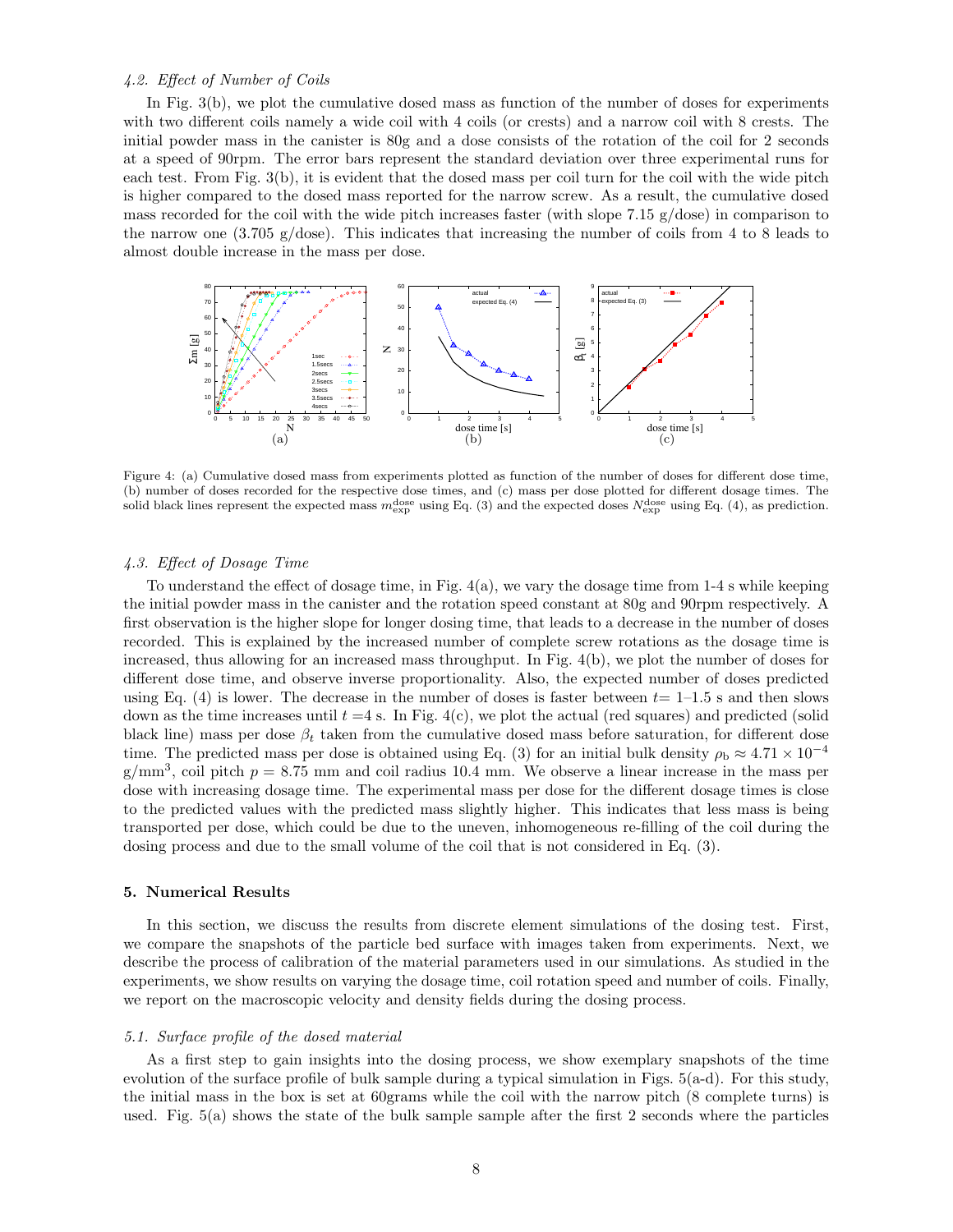### 4.2. Effect of Number of Coils

In Fig. 3(b), we plot the cumulative dosed mass as function of the number of doses for experiments with two different coils namely a wide coil with 4 coils (or crests) and a narrow coil with 8 crests. The initial powder mass in the canister is 80g and a dose consists of the rotation of the coil for 2 seconds at a speed of 90rpm. The error bars represent the standard deviation over three experimental runs for each test. From Fig. 3(b), it is evident that the dosed mass per coil turn for the coil with the wide pitch is higher compared to the dosed mass reported for the narrow screw. As a result, the cumulative dosed mass recorded for the coil with the wide pitch increases faster (with slope 7.15 g/dose) in comparison to the narrow one (3.705 g/dose). This indicates that increasing the number of coils from 4 to 8 leads to almost double increase in the mass per dose.

Figure 4: (a) Cumulative dosed mass from experiments plotted as function of the number of doses for different dose time, (b) number of doses recorded for the respective dose times, and (c) mass per dose plotted for different dosage times. The solid black lines represent the expected mass $m_{\rm exp}^{\rm dose}$ using Eq. (3) and the expected doses $N_{\rm exp}^{\rm dose}$ using Eq. (4), as prediction.

### 4.3. Effect of Dosage Time

To understand the effect of dosage time, in Fig. 4(a), we vary the dosage time from 1-4 s while keeping the initial powder mass in the canister and the rotation speed constant at 80g and 90rpm respectively. A first observation is the higher slope for longer dosing time, that leads to a decrease in the number of doses recorded. This is explained by the increased number of complete screw rotations as the dosage time is increased, thus allowing for an increased mass throughput. In Fig. 4(b), we plot the number of doses for different dose time, and observe inverse proportionality. Also, the expected number of doses predicted using Eq. (4) is lower. The decrease in the number of doses is faster between $t$= 1–1.5 s and then slows down as the time increases until $t$ =4 s. In Fig. 4(c), we plot the actual (red squares) and predicted (solid black line) mass per dose $\beta_t$ taken from the cumulative dosed mass before saturation, for different dose time. The predicted mass per dose is obtained using Eq. (3) for an initial bulk density $\rho_{\rm b} \approx 4.71 \times 10^{-4}$ g/mm$^3$, coil pitch $p = 8.75$ mm and coil radius 10.4 mm. We observe a linear increase in the mass per dose with increasing dosage time. The experimental mass per dose for the different dosage times is close to the predicted values with the predicted mass slightly higher. This indicates that less mass is being transported per dose, which could be due to the uneven, inhomogeneous re-filling of the coil during the dosing process and due to the small volume of the coil that is not considered in Eq. (3).

## 5. Numerical Results

In this section, we discuss the results from discrete element simulations of the dosing test. First, we compare the snapshots of the particle bed surface with images taken from experiments. Next, we describe the process of calibration of the material parameters used in our simulations. As studied in the experiments, we show results on varying the dosage time, coil rotation speed and number of coils. Finally, we report on the macroscopic velocity and density fields during the dosing process.

### 5.1. Surface profile of the dosed material

As a first step to gain insights into the dosing process, we show exemplary snapshots of the time evolution of the surface profile of bulk sample during a typical simulation in Figs. 5(a-d). For this study, the initial mass in the box is set at 60grams while the coil with the narrow pitch (8 complete turns) is used. Fig. 5(a) shows the state of the bulk sample sample after the first 2 seconds where the particles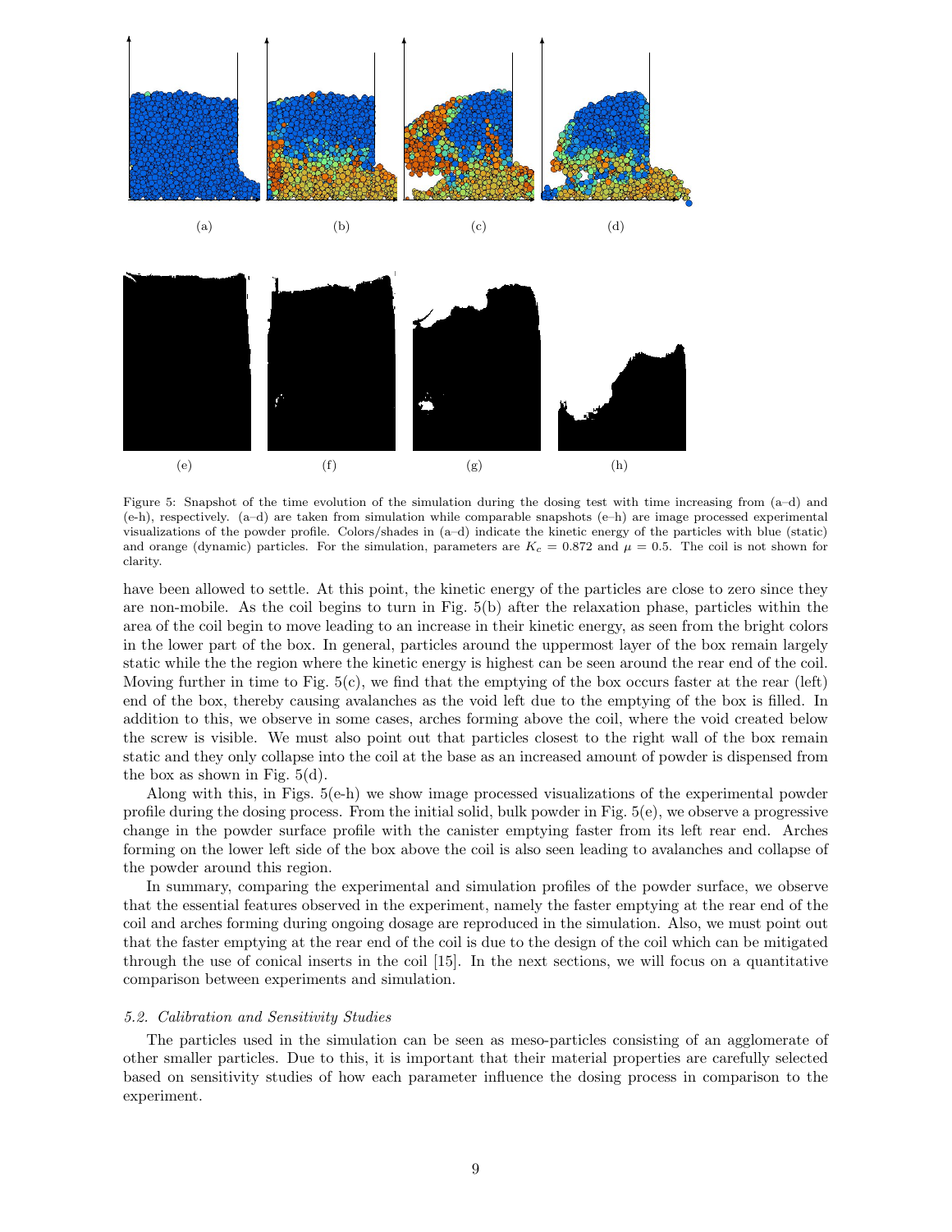(a) (b) (c) (d)

(e) (f) (g) (h)

Figure 5: Snapshot of the time evolution of the simulation during the dosing test with time increasing from (a–d) and (e-h), respectively. (a–d) are taken from simulation while comparable snapshots (e–h) are image processed experimental visualizations of the powder profile. Colors/shades in (a–d) indicate the kinetic energy of the particles with blue (static) and orange (dynamic) particles. For the simulation, parameters are $K_c = 0.872$ and $\mu = 0.5$. The coil is not shown for clarity.

have been allowed to settle. At this point, the kinetic energy of the particles are close to zero since they are non-mobile. As the coil begins to turn in Fig. 5(b) after the relaxation phase, particles within the area of the coil begin to move leading to an increase in their kinetic energy, as seen from the bright colors in the lower part of the box. In general, particles around the uppermost layer of the box remain largely static while the the region where the kinetic energy is highest can be seen around the rear end of the coil. Moving further in time to Fig. 5(c), we find that the emptying of the box occurs faster at the rear (left) end of the box, thereby causing avalanches as the void left due to the emptying of the box is filled. In addition to this, we observe in some cases, arches forming above the coil, where the void created below the screw is visible. We must also point out that particles closest to the right wall of the box remain static and they only collapse into the coil at the base as an increased amount of powder is dispensed from the box as shown in Fig. 5(d).

Along with this, in Figs. 5(e-h) we show image processed visualizations of the experimental powder profile during the dosing process. From the initial solid, bulk powder in Fig. 5(e), we observe a progressive change in the powder surface profile with the canister emptying faster from its left rear end. Arches forming on the lower left side of the box above the coil is also seen leading to avalanches and collapse of the powder around this region.

In summary, comparing the experimental and simulation profiles of the powder surface, we observe that the essential features observed in the experiment, namely the faster emptying at the rear end of the coil and arches forming during ongoing dosage are reproduced in the simulation. Also, we must point out that the faster emptying at the rear end of the coil is due to the design of the coil which can be mitigated through the use of conical inserts in the coil [15]. In the next sections, we will focus on a quantitative comparison between experiments and simulation.

### 5.2. Calibration and Sensitivity Studies

The particles used in the simulation can be seen as meso-particles consisting of an agglomerate of other smaller particles. Due to this, it is important that their material properties are carefully selected based on sensitivity studies of how each parameter influence the dosing process in comparison to the experiment.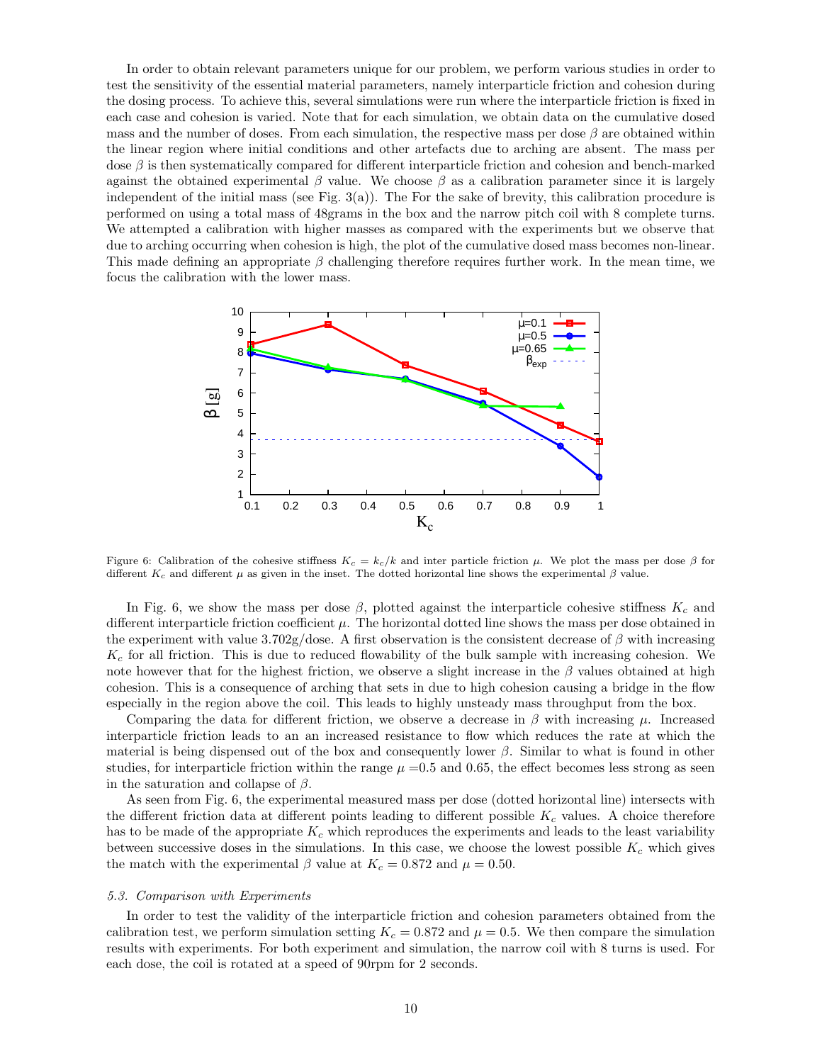In order to obtain relevant parameters unique for our problem, we perform various studies in order to test the sensitivity of the essential material parameters, namely interparticle friction and cohesion during the dosing process. To achieve this, several simulations were run where the interparticle friction is fixed in each case and cohesion is varied. Note that for each simulation, we obtain data on the cumulative dosed mass and the number of doses. From each simulation, the respective mass per dose $\beta$ are obtained within the linear region where initial conditions and other artefacts due to arching are absent. The mass per dose $\beta$ is then systematically compared for different interparticle friction and cohesion and bench-marked against the obtained experimental $\beta$ value. We choose $\beta$ as a calibration parameter since it is largely independent of the initial mass (see Fig. 3(a)). The For the sake of brevity, this calibration procedure is performed on using a total mass of 48grams in the box and the narrow pitch coil with 8 complete turns. We attempted a calibration with higher masses as compared with the experiments but we observe that due to arching occurring when cohesion is high, the plot of the cumulative dosed mass becomes non-linear. This made defining an appropriate $\beta$ challenging therefore requires further work. In the mean time, we focus the calibration with the lower mass.

Figure 6: Calibration of the cohesive stiffness $K_c = k_c/k$ and inter particle friction $\mu$. We plot the mass per dose $\beta$ for different $K_c$ and different $\mu$ as given in the inset. The dotted horizontal line shows the experimental $\beta$ value.

In Fig. 6, we show the mass per dose $\beta$, plotted against the interparticle cohesive stiffness $K_c$ and different interparticle friction coefficient $\mu$. The horizontal dotted line shows the mass per dose obtained in the experiment with value 3.702g/dose. A first observation is the consistent decrease of $\beta$ with increasing $K_c$ for all friction. This is due to reduced flowability of the bulk sample with increasing cohesion. We note however that for the highest friction, we observe a slight increase in the $\beta$ values obtained at high cohesion. This is a consequence of arching that sets in due to high cohesion causing a bridge in the flow especially in the region above the coil. This leads to highly unsteady mass throughput from the box.

Comparing the data for different friction, we observe a decrease in $\beta$ with increasing $\mu$. Increased interparticle friction leads to an an increased resistance to flow which reduces the rate at which the material is being dispensed out of the box and consequently lower $\beta$. Similar to what is found in other studies, for interparticle friction within the range $\mu$ =0.5 and 0.65, the effect becomes less strong as seen in the saturation and collapse of $\beta$.

As seen from Fig. 6, the experimental measured mass per dose (dotted horizontal line) intersects with the different friction data at different points leading to different possible $K_c$ values. A choice therefore has to be made of the appropriate $K_c$ which reproduces the experiments and leads to the least variability between successive doses in the simulations. In this case, we choose the lowest possible $K_c$ which gives the match with the experimental $\beta$ value at $K_c = 0.872$ and $\mu = 0.50$.

### *5.3. Comparison with Experiments*

In order to test the validity of the interparticle friction and cohesion parameters obtained from the calibration test, we perform simulation setting $K_c = 0.872$ and $\mu = 0.5$. We then compare the simulation results with experiments. For both experiment and simulation, the narrow coil with 8 turns is used. For each dose, the coil is rotated at a speed of 90rpm for 2 seconds.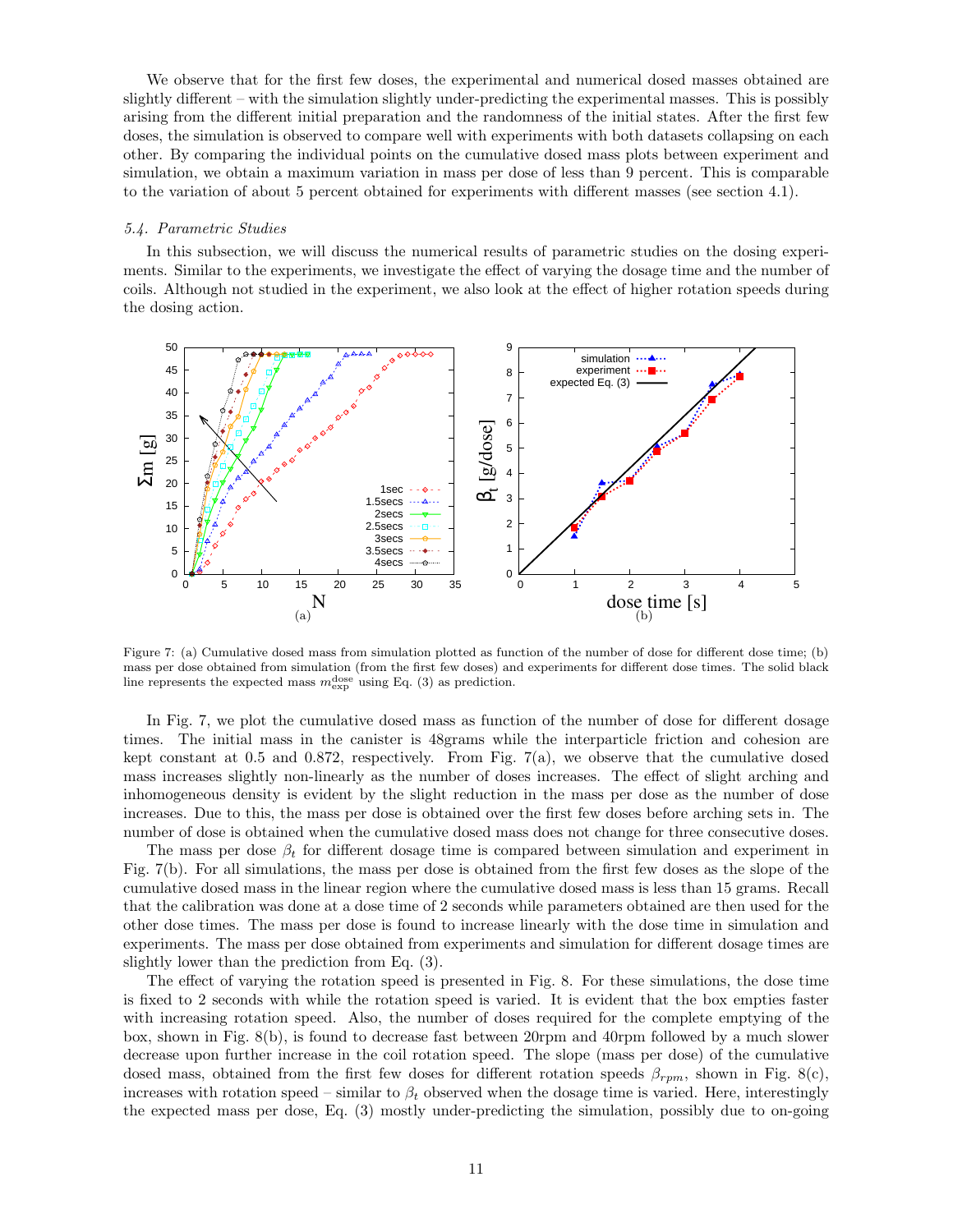We observe that for the first few doses, the experimental and numerical dosed masses obtained are slightly different – with the simulation slightly under-predicting the experimental masses. This is possibly arising from the different initial preparation and the randomness of the initial states. After the first few doses, the simulation is observed to compare well with experiments with both datasets collapsing on each other. By comparing the individual points on the cumulative dosed mass plots between experiment and simulation, we obtain a maximum variation in mass per dose of less than 9 percent. This is comparable to the variation of about 5 percent obtained for experiments with different masses (see section 4.1).

### *5.4. Parametric Studies*

In this subsection, we will discuss the numerical results of parametric studies on the dosing experiments. Similar to the experiments, we investigate the effect of varying the dosage time and the number of coils. Although not studied in the experiment, we also look at the effect of higher rotation speeds during the dosing action.

Figure 7: (a) Cumulative dosed mass from simulation plotted as function of the number of dose for different dose time; (b) mass per dose obtained from simulation (from the first few doses) and experiments for different dose times. The solid black line represents the expected mass $m_{\text{exp}}^{\text{dose}}$ using Eq. (3) as prediction.

In Fig. 7, we plot the cumulative dosed mass as function of the number of dose for different dosage times. The initial mass in the canister is 48grams while the interparticle friction and cohesion are kept constant at 0.5 and 0.872, respectively. From Fig. 7(a), we observe that the cumulative dosed mass increases slightly non-linearly as the number of doses increases. The effect of slight arching and inhomogeneous density is evident by the slight reduction in the mass per dose as the number of dose increases. Due to this, the mass per dose is obtained over the first few doses before arching sets in. The number of dose is obtained when the cumulative dosed mass does not change for three consecutive doses.

The mass per dose $\beta_t$ for different dosage time is compared between simulation and experiment in Fig. 7(b). For all simulations, the mass per dose is obtained from the first few doses as the slope of the cumulative dosed mass in the linear region where the cumulative dosed mass is less than 15 grams. Recall that the calibration was done at a dose time of 2 seconds while parameters obtained are then used for the other dose times. The mass per dose is found to increase linearly with the dose time in simulation and experiments. The mass per dose obtained from experiments and simulation for different dosage times are slightly lower than the prediction from Eq. (3).

The effect of varying the rotation speed is presented in Fig. 8. For these simulations, the dose time is fixed to 2 seconds with while the rotation speed is varied. It is evident that the box empties faster with increasing rotation speed. Also, the number of doses required for the complete emptying of the box, shown in Fig. 8(b), is found to decrease fast between 20rpm and 40rpm followed by a much slower decrease upon further increase in the coil rotation speed. The slope (mass per dose) of the cumulative dosed mass, obtained from the first few doses for different rotation speeds $\beta_{rpm}$, shown in Fig. 8(c), increases with rotation speed – similar to $\beta_t$ observed when the dosage time is varied. Here, interestingly the expected mass per dose, Eq. (3) mostly under-predicting the simulation, possibly due to on-going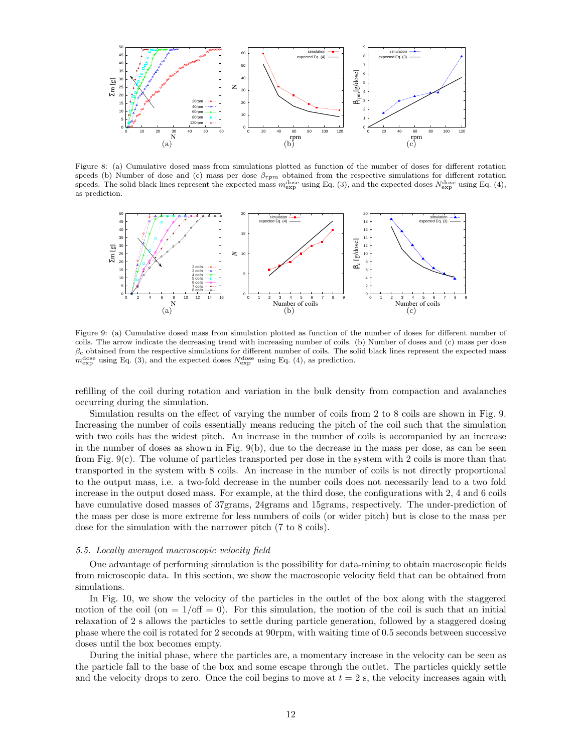Figure 8: (a) Cumulative dosed mass from simulations plotted as function of the number of doses for different rotation speeds (b) Number of dose and (c) mass per dose $\beta_{rpm}$ obtained from the respective simulations for different rotation speeds. The solid black lines represent the expected mass $m_{\text{exp}}^{\text{dose}}$ using Eq. (3), and the expected doses $N_{\text{exp}}^{\text{dose}}$ using Eq. (4), as prediction.

Figure 9: (a) Cumulative dosed mass from simulation plotted as function of the number of doses for different number of coils. The arrow indicate the decreasing trend with increasing number of coils. (b) Number of doses and (c) mass per dose $\beta_c$ obtained from the respective simulations for different number of coils. The solid black lines represent the expected mass $m_{\text{exp}}^{\text{dose}}$ using Eq. (3), and the expected doses $N_{\text{exp}}^{\text{dose}}$ using Eq. (4), as prediction.

refilling of the coil during rotation and variation in the bulk density from compaction and avalanches occurring during the simulation.

Simulation results on the effect of varying the number of coils from 2 to 8 coils are shown in Fig. 9. Increasing the number of coils essentially means reducing the pitch of the coil such that the simulation with two coils has the widest pitch. An increase in the number of coils is accompanied by an increase in the number of doses as shown in Fig. 9(b), due to the decrease in the mass per dose, as can be seen from Fig. 9(c). The volume of particles transported per dose in the system with 2 coils is more than that transported in the system with 8 coils. An increase in the number of coils is not directly proportional to the output mass, i.e. a two-fold decrease in the number coils does not necessarily lead to a two fold increase in the output dosed mass. For example, at the third dose, the configurations with 2, 4 and 6 coils have cumulative dosed masses of 37grams, 24grams and 15grams, respectively. The under-prediction of the mass per dose is more extreme for less numbers of coils (or wider pitch) but is close to the mass per dose for the simulation with the narrower pitch (7 to 8 coils).

### 5.5. Locally averaged macroscopic velocity field

One advantage of performing simulation is the possibility for data-mining to obtain macroscopic fields from microscopic data. In this section, we show the macroscopic velocity field that can be obtained from simulations.

In Fig. 10, we show the velocity of the particles in the outlet of the box along with the staggered motion of the coil (on = 1/off = 0). For this simulation, the motion of the coil is such that an initial relaxation of 2 s allows the particles to settle during particle generation, followed by a staggered dosing phase where the coil is rotated for 2 seconds at 90rpm, with waiting time of 0.5 seconds between successive doses until the box becomes empty.

During the initial phase, where the particles are, a momentary increase in the velocity can be seen as the particle fall to the base of the box and some escape through the outlet. The particles quickly settle and the velocity drops to zero. Once the coil begins to move at $t = 2$ s, the velocity increases again with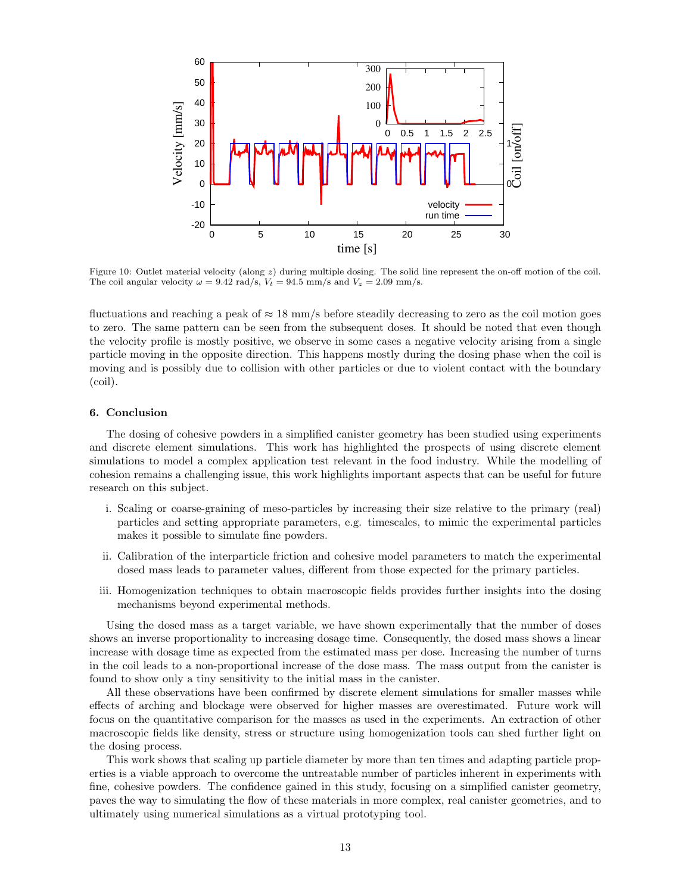Figure 10: Outlet material velocity (along $z$) during multiple dosing. The solid line represent the on-off motion of the coil. The coil angular velocity $\omega = 9.42$ rad/s, $V_t = 94.5$ mm/s and $V_z = 2.09$ mm/s.

fluctuations and reaching a peak of $\approx 18$ mm/s before steadily decreasing to zero as the coil motion goes to zero. The same pattern can be seen from the subsequent doses. It should be noted that even though the velocity profile is mostly positive, we observe in some cases a negative velocity arising from a single particle moving in the opposite direction. This happens mostly during the dosing phase when the coil is moving and is possibly due to collision with other particles or due to violent contact with the boundary (coil).

## 6. Conclusion

The dosing of cohesive powders in a simplified canister geometry has been studied using experiments and discrete element simulations. This work has highlighted the prospects of using discrete element simulations to model a complex application test relevant in the food industry. While the modelling of cohesion remains a challenging issue, this work highlights important aspects that can be useful for future research on this subject.

i. Scaling or coarse-graining of meso-particles by increasing their size relative to the primary (real) particles and setting appropriate parameters, e.g. timescales, to mimic the experimental particles makes it possible to simulate fine powders.

ii. Calibration of the interparticle friction and cohesive model parameters to match the experimental dosed mass leads to parameter values, different from those expected for the primary particles.

iii. Homogenization techniques to obtain macroscopic fields provides further insights into the dosing mechanisms beyond experimental methods.

Using the dosed mass as a target variable, we have shown experimentally that the number of doses shows an inverse proportionality to increasing dosage time. Consequently, the dosed mass shows a linear increase with dosage time as expected from the estimated mass per dose. Increasing the number of turns in the coil leads to a non-proportional increase of the dose mass. The mass output from the canister is found to show only a tiny sensitivity to the initial mass in the canister.

All these observations have been confirmed by discrete element simulations for smaller masses while effects of arching and blockage were observed for higher masses are overestimated. Future work will focus on the quantitative comparison for the masses as used in the experiments. An extraction of other macroscopic fields like density, stress or structure using homogenization tools can shed further light on the dosing process.

This work shows that scaling up particle diameter by more than ten times and adapting particle properties is a viable approach to overcome the untreatable number of particles inherent in experiments with fine, cohesive powders. The confidence gained in this study, focusing on a simplified canister geometry, paves the way to simulating the flow of these materials in more complex, real canister geometries, and to ultimately using numerical simulations as a virtual prototyping tool.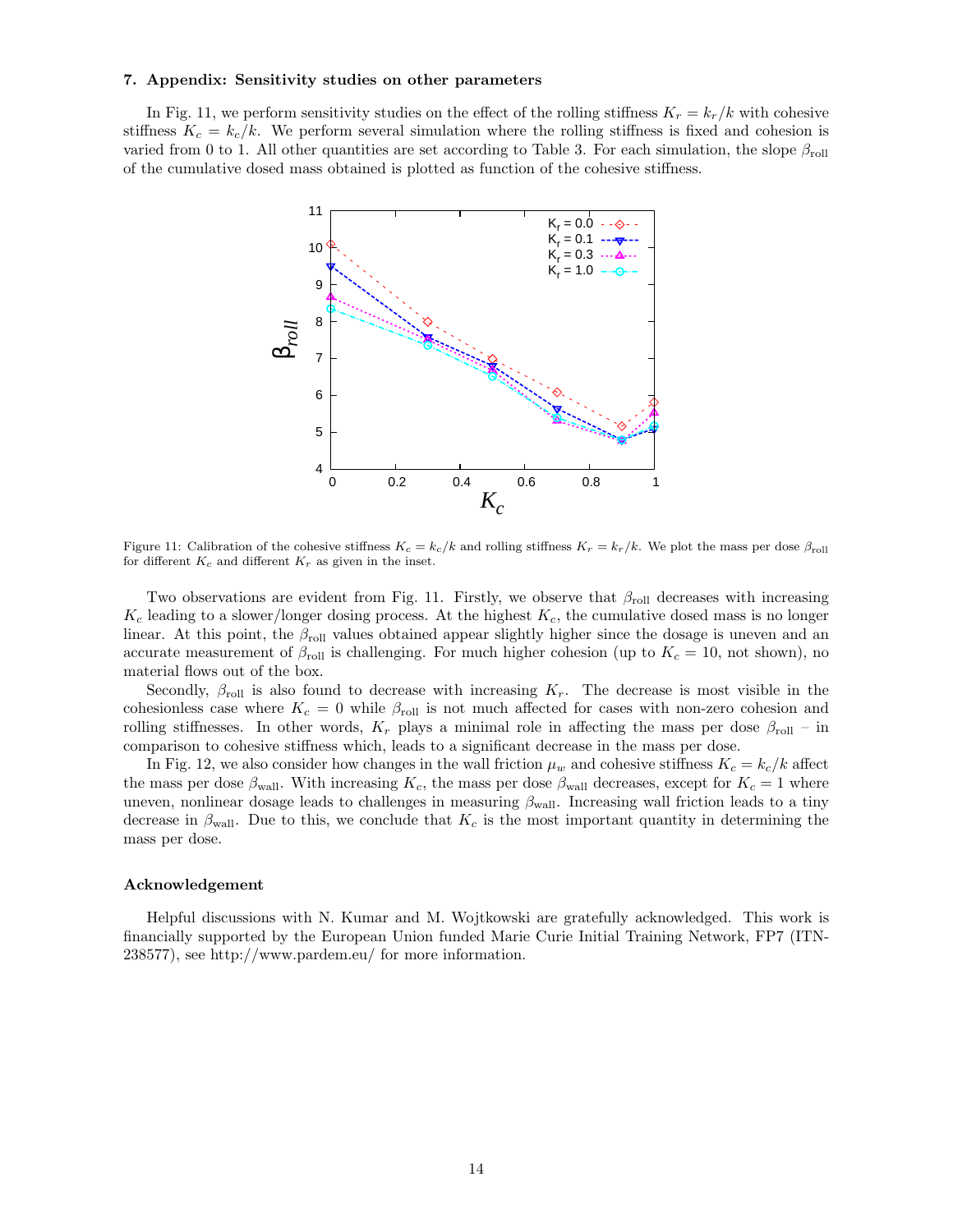### 7. Appendix: Sensitivity studies on other parameters

In Fig. 11, we perform sensitivity studies on the effect of the rolling stiffness $K_r = k_r/k$ with cohesive stiffness $K_c = k_c/k$. We perform several simulation where the rolling stiffness is fixed and cohesion is varied from 0 to 1. All other quantities are set according to Table 3. For each simulation, the slope $\beta_{\mathrm{roll}}$ of the cumulative dosed mass obtained is plotted as function of the cohesive stiffness.

Figure 11: Calibration of the cohesive stiffness $K_c = k_c/k$ and rolling stiffness $K_r = k_r/k$. We plot the mass per dose $\beta_{\mathrm{roll}}$ for different $K_c$ and different $K_r$ as given in the inset.

Two observations are evident from Fig. 11. Firstly, we observe that $\beta_{\mathrm{roll}}$ decreases with increasing $K_c$ leading to a slower/longer dosing process. At the highest $K_c$, the cumulative dosed mass is no longer linear. At this point, the $\beta_{\mathrm{roll}}$ values obtained appear slightly higher since the dosage is uneven and an accurate measurement of $\beta_{\mathrm{roll}}$ is challenging. For much higher cohesion (up to $K_c = 10$, not shown), no material flows out of the box.

Secondly, $\beta_{\mathrm{roll}}$ is also found to decrease with increasing $K_r$. The decrease is most visible in the cohesionless case where $K_c = 0$ while $\beta_{\mathrm{roll}}$ is not much affected for cases with non-zero cohesion and rolling stiffnesses. In other words, $K_r$ plays a minimal role in affecting the mass per dose $\beta_{\mathrm{roll}}$ – in comparison to cohesive stiffness which, leads to a significant decrease in the mass per dose.

In Fig. 12, we also consider how changes in the wall friction $\mu_w$ and cohesive stiffness $K_c = k_c/k$ affect the mass per dose $\beta_{\mathrm{wall}}$. With increasing $K_c$, the mass per dose $\beta_{\mathrm{wall}}$ decreases, except for $K_c = 1$ where uneven, nonlinear dosage leads to challenges in measuring $\beta_{\mathrm{wall}}$. Increasing wall friction leads to a tiny decrease in $\beta_{\mathrm{wall}}$. Due to this, we conclude that $K_c$ is the most important quantity in determining the mass per dose.

### Acknowledgement

Helpful discussions with N. Kumar and M. Wojtkowski are gratefully acknowledged. This work is financially supported by the European Union funded Marie Curie Initial Training Network, FP7 (ITN-238577), see http://www.pardem.eu/ for more information.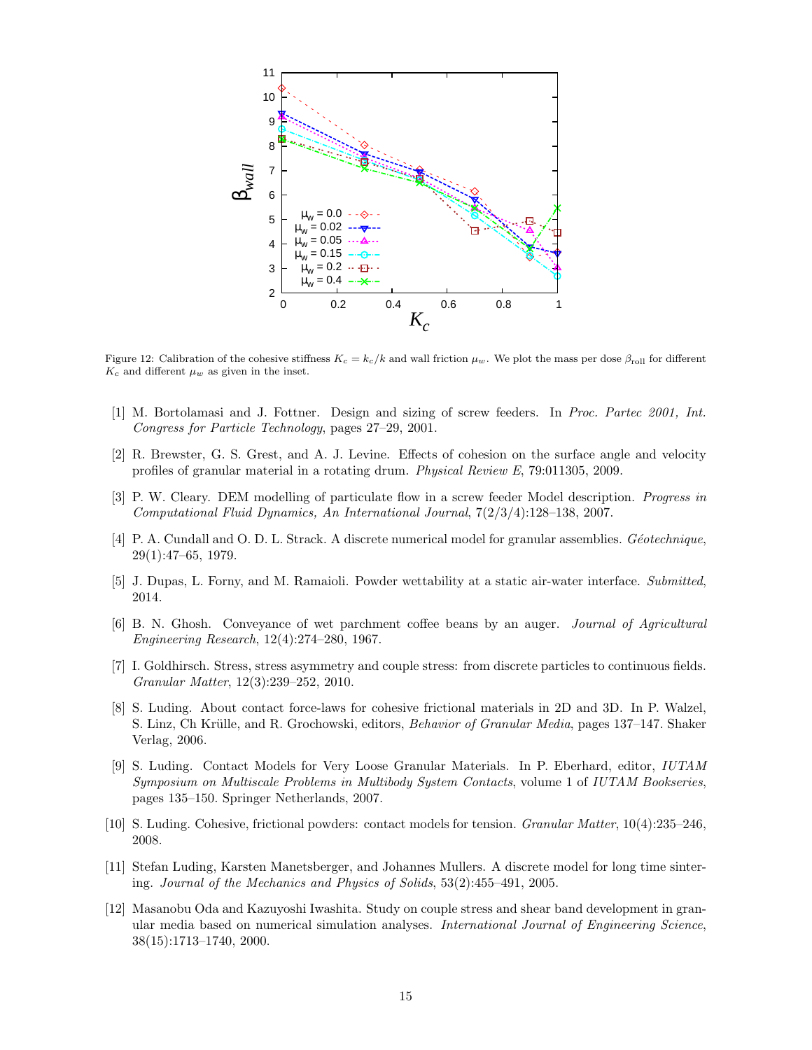Figure 12: Calibration of the cohesive stiffness $K_c = k_c/k$ and wall friction $\mu_w$. We plot the mass per dose $\beta_{\mathrm{roll}}$ for different $K_c$ and different $\mu_w$ as given in the inset.

[1] M. Bortolamasi and J. Fottner. Design and sizing of screw feeders. In *Proc. Partec 2001, Int. Congress for Particle Technology*, pages 27–29, 2001.

[2] R. Brewster, G. S. Grest, and A. J. Levine. Effects of cohesion on the surface angle and velocity profiles of granular material in a rotating drum. *Physical Review E*, 79:011305, 2009.

[3] P. W. Cleary. DEM modelling of particulate flow in a screw feeder Model description. *Progress in Computational Fluid Dynamics, An International Journal*, 7(2/3/4):128–138, 2007.

[4] P. A. Cundall and O. D. L. Strack. A discrete numerical model for granular assemblies. *Géotechnique*, 29(1):47–65, 1979.

[5] J. Dupas, L. Forny, and M. Ramaioli. Powder wettability at a static air-water interface. *Submitted*, 2014.

[6] B. N. Ghosh. Conveyance of wet parchment coffee beans by an auger. *Journal of Agricultural Engineering Research*, 12(4):274–280, 1967.

[7] I. Goldhirsch. Stress, stress asymmetry and couple stress: from discrete particles to continuous fields. *Granular Matter*, 12(3):239–252, 2010.

[8] S. Luding. About contact force-laws for cohesive frictional materials in 2D and 3D. In P. Walzel, S. Linz, Ch Krülle, and R. Grochowski, editors, *Behavior of Granular Media*, pages 137–147. Shaker Verlag, 2006.

[9] S. Luding. Contact Models for Very Loose Granular Materials. In P. Eberhard, editor, *IUTAM Symposium on Multiscale Problems in Multibody System Contacts*, volume 1 of *IUTAM Bookseries*, pages 135–150. Springer Netherlands, 2007.

[10] S. Luding. Cohesive, frictional powders: contact models for tension. *Granular Matter*, 10(4):235–246, 2008.

[11] Stefan Luding, Karsten Manetsberger, and Johannes Mullers. A discrete model for long time sintering. *Journal of the Mechanics and Physics of Solids*, 53(2):455–491, 2005.

[12] Masanobu Oda and Kazuyoshi Iwashita. Study on couple stress and shear band development in granular media based on numerical simulation analyses. *International Journal of Engineering Science*, 38(15):1713–1740, 2000.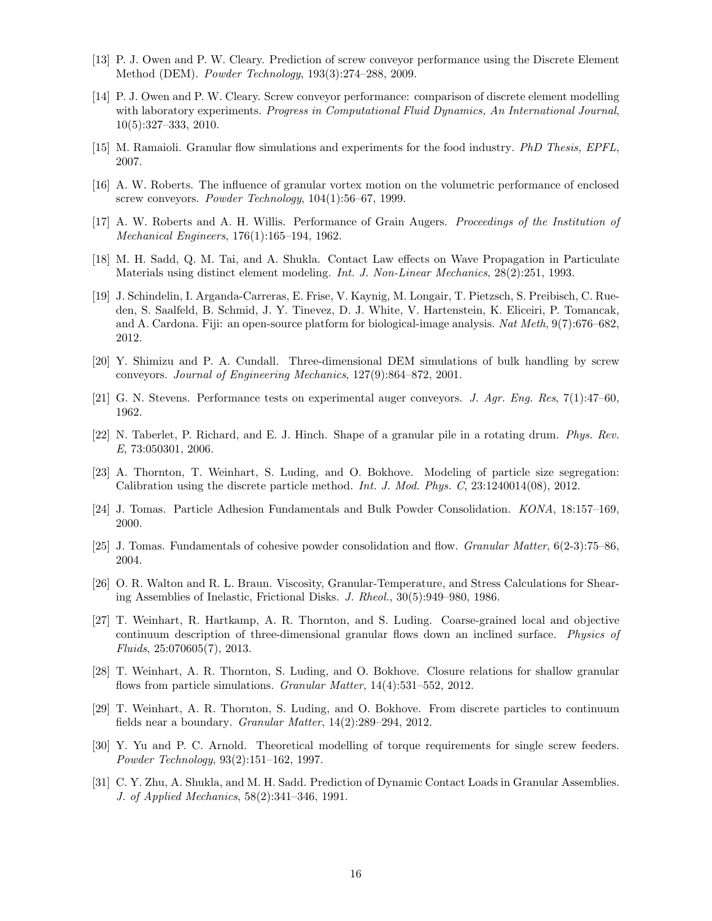[13] P. J. Owen and P. W. Cleary. Prediction of screw conveyor performance using the Discrete Element Method (DEM). *Powder Technology*, 193(3):274–288, 2009.

[14] P. J. Owen and P. W. Cleary. Screw conveyor performance: comparison of discrete element modelling with laboratory experiments. *Progress in Computational Fluid Dynamics, An International Journal*, 10(5):327–333, 2010.

[15] M. Ramaioli. Granular flow simulations and experiments for the food industry. *PhD Thesis, EPFL*, 2007.

[16] A. W. Roberts. The influence of granular vortex motion on the volumetric performance of enclosed screw conveyors. *Powder Technology*, 104(1):56–67, 1999.

[17] A. W. Roberts and A. H. Willis. Performance of Grain Augers. *Proceedings of the Institution of Mechanical Engineers*, 176(1):165–194, 1962.

[18] M. H. Sadd, Q. M. Tai, and A. Shukla. Contact Law effects on Wave Propagation in Particulate Materials using distinct element modeling. *Int. J. Non-Linear Mechanics*, 28(2):251, 1993.

[19] J. Schindelin, I. Arganda-Carreras, E. Frise, V. Kaynig, M. Longair, T. Pietzsch, S. Preibisch, C. Rueden, S. Saalfeld, B. Schmid, J. Y. Tinevez, D. J. White, V. Hartenstein, K. Eliceiri, P. Tomancak, and A. Cardona. Fiji: an open-source platform for biological-image analysis. *Nat Meth*, 9(7):676–682, 2012.

[20] Y. Shimizu and P. A. Cundall. Three-dimensional DEM simulations of bulk handling by screw conveyors. *Journal of Engineering Mechanics*, 127(9):864–872, 2001.

[21] G. N. Stevens. Performance tests on experimental auger conveyors. *J. Agr. Eng. Res*, 7(1):47–60, 1962.

[22] N. Taberlet, P. Richard, and E. J. Hinch. Shape of a granular pile in a rotating drum. *Phys. Rev. E*, 73:050301, 2006.

[23] A. Thornton, T. Weinhart, S. Luding, and O. Bokhove. Modeling of particle size segregation: Calibration using the discrete particle method. *Int. J. Mod. Phys. C*, 23:1240014(08), 2012.

[24] J. Tomas. Particle Adhesion Fundamentals and Bulk Powder Consolidation. *KONA*, 18:157–169, 2000.

[25] J. Tomas. Fundamentals of cohesive powder consolidation and flow. *Granular Matter*, 6(2-3):75–86, 2004.

[26] O. R. Walton and R. L. Braun. Viscosity, Granular-Temperature, and Stress Calculations for Shearing Assemblies of Inelastic, Frictional Disks. *J. Rheol.*, 30(5):949–980, 1986.

[27] T. Weinhart, R. Hartkamp, A. R. Thornton, and S. Luding. Coarse-grained local and objective continuum description of three-dimensional granular flows down an inclined surface. *Physics of Fluids*, 25:070605(7), 2013.

[28] T. Weinhart, A. R. Thornton, S. Luding, and O. Bokhove. Closure relations for shallow granular flows from particle simulations. *Granular Matter*, 14(4):531–552, 2012.

[29] T. Weinhart, A. R. Thornton, S. Luding, and O. Bokhove. From discrete particles to continuum fields near a boundary. *Granular Matter*, 14(2):289–294, 2012.

[30] Y. Yu and P. C. Arnold. Theoretical modelling of torque requirements for single screw feeders. *Powder Technology*, 93(2):151–162, 1997.

[31] C. Y. Zhu, A. Shukla, and M. H. Sadd. Prediction of Dynamic Contact Loads in Granular Assemblies. *J. of Applied Mechanics*, 58(2):341–346, 1991.